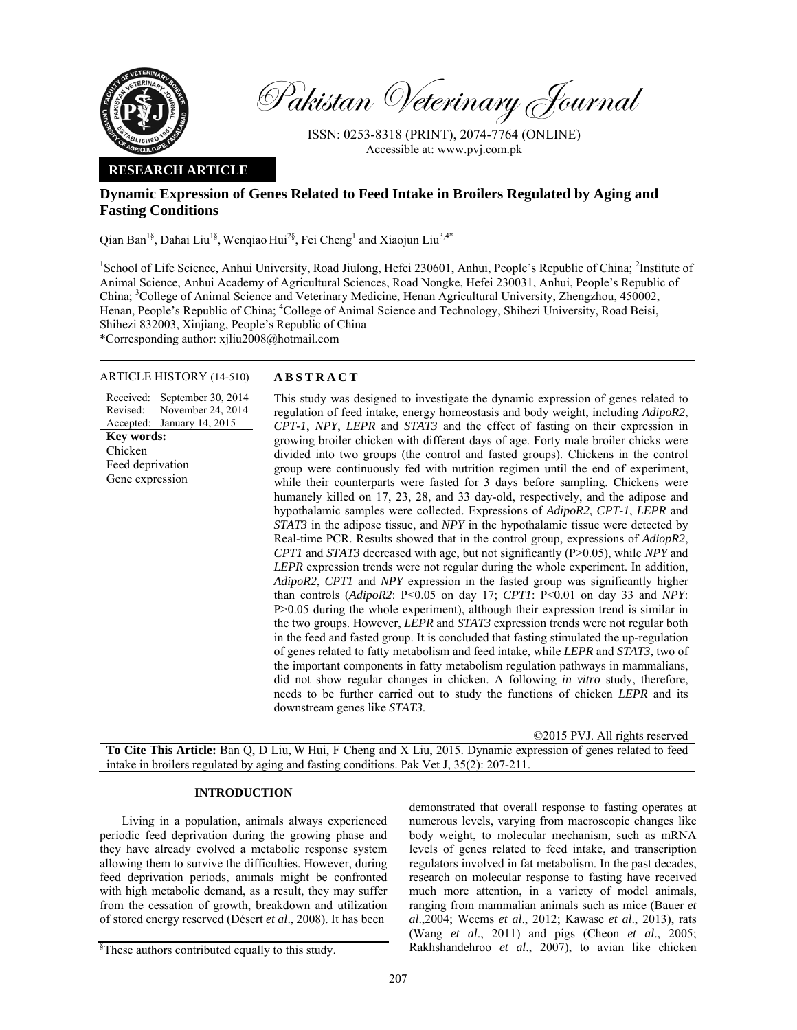Pakistan Veterinary Journal

ISSN: 0253-8318 (PRINT), 2074-7764 (ONLINE)
Accessible at: www.pvj.com.pk

**RESEARCH ARTICLE**

# Dynamic Expression of Genes Related to Feed Intake in Broilers Regulated by Aging and Fasting Conditions

Qian Ban[1§], Dahai Liu[1§], Wenqiao Hui[2§], Fei Cheng[1] and Xiaojun Liu[3,4*]

[1]School of Life Science, Anhui University, Road Jiulong, Hefei 230601, Anhui, People's Republic of China; [2]Institute of Animal Science, Anhui Academy of Agricultural Sciences, Road Nongke, Hefei 230031, Anhui, People's Republic of China; [3]College of Animal Science and Veterinary Medicine, Henan Agricultural University, Zhengzhou, 450002, Henan, People's Republic of China; [4]College of Animal Science and Technology, Shihezi University, Road Beisi, Shihezi 832003, Xinjiang, People's Republic of China
*Corresponding author: xjliu2008@hotmail.com

ARTICLE HISTORY (14-510)

Received: September 30, 2014
Revised: November 24, 2014
Accepted: January 14, 2015

**Key words:**
Chicken
Feed deprivation
Gene expression

## ABSTRACT

This study was designed to investigate the dynamic expression of genes related to regulation of feed intake, energy homeostasis and body weight, including *AdipoR2*, *CPT-1*, *NPY*, *LEPR* and *STAT3* and the effect of fasting on their expression in growing broiler chicken with different days of age. Forty male broiler chicks were divided into two groups (the control and fasted groups). Chickens in the control group were continuously fed with nutrition regimen until the end of experiment, while their counterparts were fasted for 3 days before sampling. Chickens were humanely killed on 17, 23, 28, and 33 day-old, respectively, and the adipose and hypothalamic samples were collected. Expressions of *AdipoR2*, *CPT-1*, *LEPR* and *STAT3* in the adipose tissue, and *NPY* in the hypothalamic tissue were detected by Real-time PCR. Results showed that in the control group, expressions of *AdiopR2*, *CPT1* and *STAT3* decreased with age, but not significantly (P>0.05), while *NPY* and *LEPR* expression trends were not regular during the whole experiment. In addition, *AdipoR2*, *CPT1* and *NPY* expression in the fasted group was significantly higher than controls (*AdipoR2*: P<0.05 on day 17; *CPT1*: P<0.01 on day 33 and *NPY*: P>0.05 during the whole experiment), although their expression trend is similar in the two groups. However, *LEPR* and *STAT3* expression trends were not regular both in the feed and fasted group. It is concluded that fasting stimulated the up-regulation of genes related to fatty metabolism and feed intake, while *LEPR* and *STAT3*, two of the important components in fatty metabolism regulation pathways in mammalians, did not show regular changes in chicken. A following *in vitro* study, therefore, needs to be further carried out to study the functions of chicken *LEPR* and its downstream genes like *STAT3*.

©2015 PVJ. All rights reserved

**To Cite This Article:** Ban Q, D Liu, W Hui, F Cheng and X Liu, 2015. Dynamic expression of genes related to feed intake in broilers regulated by aging and fasting conditions. Pak Vet J, 35(2): 207-211.

## INTRODUCTION

Living in a population, animals always experienced periodic feed deprivation during the growing phase and they have already evolved a metabolic response system allowing them to survive the difficulties. However, during feed deprivation periods, animals might be confronted with high metabolic demand, as a result, they may suffer from the cessation of growth, breakdown and utilization of stored energy reserved (Désert *et al*., 2008). It has been demonstrated that overall response to fasting operates at numerous levels, varying from macroscopic changes like body weight, to molecular mechanism, such as mRNA levels of genes related to feed intake, and transcription regulators involved in fat metabolism. In the past decades, research on molecular response to fasting have received much more attention, in a variety of model animals, ranging from mammalian animals such as mice (Bauer *et al*.,2004; Weems *et al*., 2012; Kawase *et al*., 2013), rats (Wang *et al*., 2011) and pigs (Cheon *et al*., 2005; Rakhshandehroo *et al*., 2007), to avian like chicken

[§]These authors contributed equally to this study.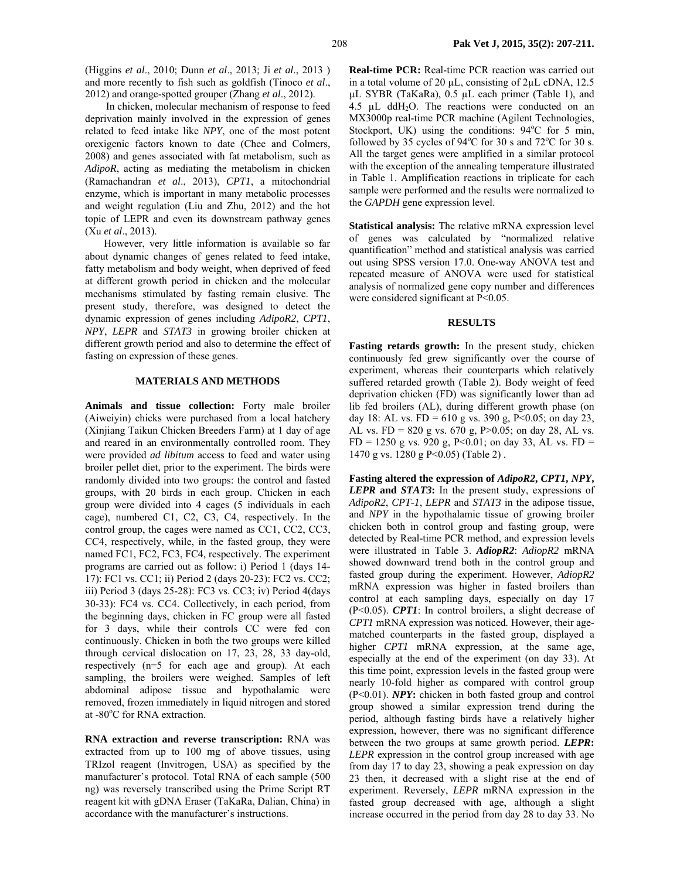(Higgins *et al*., 2010; Dunn *et al*., 2013; Ji *et al*., 2013 ) and more recently to fish such as goldfish (Tinoco *et al*., 2012) and orange-spotted grouper (Zhang *et al*., 2012).

In chicken, molecular mechanism of response to feed deprivation mainly involved in the expression of genes related to feed intake like *NPY*, one of the most potent orexigenic factors known to date (Chee and Colmers, 2008) and genes associated with fat metabolism, such as *AdipoR*, acting as mediating the metabolism in chicken (Ramachandran *et al*., 2013), *CPT1*, a mitochondrial enzyme, which is important in many metabolic processes and weight regulation (Liu and Zhu, 2012) and the hot topic of LEPR and even its downstream pathway genes (Xu *et al*., 2013).

However, very little information is available so far about dynamic changes of genes related to feed intake, fatty metabolism and body weight, when deprived of feed at different growth period in chicken and the molecular mechanisms stimulated by fasting remain elusive. The present study, therefore, was designed to detect the dynamic expression of genes including *AdipoR2*, *CPT1*, *NPY*, *LEPR* and *STAT3* in growing broiler chicken at different growth period and also to determine the effect of fasting on expression of these genes.

## MATERIALS AND METHODS

**Animals and tissue collection:** Forty male broiler (Aiweiyin) chicks were purchased from a local hatchery (Xinjiang Taikun Chicken Breeders Farm) at 1 day of age and reared in an environmentally controlled room. They were provided *ad libitum* access to feed and water using broiler pellet diet, prior to the experiment. The birds were randomly divided into two groups: the control and fasted groups, with 20 birds in each group. Chicken in each group were divided into 4 cages (5 individuals in each cage), numbered C1, C2, C3, C4, respectively. In the control group, the cages were named as CC1, CC2, CC3, CC4, respectively, while, in the fasted group, they were named FC1, FC2, FC3, FC4, respectively. The experiment programs are carried out as follow: i) Period 1 (days 14-17): FC1 vs. CC1; ii) Period 2 (days 20-23): FC2 vs. CC2; iii) Period 3 (days 25-28): FC3 vs. CC3; iv) Period 4(days 30-33): FC4 vs. CC4. Collectively, in each period, from the beginning days, chicken in FC group were all fasted for 3 days, while their controls CC were fed con continuously. Chicken in both the two groups were killed through cervical dislocation on 17, 23, 28, 33 day-old, respectively (n=5 for each age and group). At each sampling, the broilers were weighed. Samples of left abdominal adipose tissue and hypothalamic were removed, frozen immediately in liquid nitrogen and stored at -80°C for RNA extraction.

**RNA extraction and reverse transcription:** RNA was extracted from up to 100 mg of above tissues, using TRIzol reagent (Invitrogen, USA) as specified by the manufacturer's protocol. Total RNA of each sample (500 ng) was reversely transcribed using the Prime Script RT reagent kit with gDNA Eraser (TaKaRa, Dalian, China) in accordance with the manufacturer's instructions.

**Real-time PCR:** Real-time PCR reaction was carried out in a total volume of 20 µL, consisting of 2µL cDNA, 12.5 µL SYBR (TaKaRa), 0.5 µL each primer (Table 1), and 4.5 µL $ddH_2O$. The reactions were conducted on an MX3000p real-time PCR machine (Agilent Technologies, Stockport, UK) using the conditions: 94°C for 5 min, followed by 35 cycles of 94°C for 30 s and 72°C for 30 s. All the target genes were amplified in a similar protocol with the exception of the annealing temperature illustrated in Table 1. Amplification reactions in triplicate for each sample were performed and the results were normalized to the *GAPDH* gene expression level.

**Statistical analysis:** The relative mRNA expression level of genes was calculated by "normalized relative quantification" method and statistical analysis was carried out using SPSS version 17.0. One-way ANOVA test and repeated measure of ANOVA were used for statistical analysis of normalized gene copy number and differences were considered significant at $P<0.05$.

## RESULTS

**Fasting retards growth:** In the present study, chicken continuously fed grew significantly over the course of experiment, whereas their counterparts which relatively suffered retarded growth (Table 2). Body weight of feed deprivation chicken (FD) was significantly lower than ad lib fed broilers (AL), during different growth phase (on day 18: AL vs. FD = 610 g vs. 390 g, $P<0.05$; on day 23, AL vs. FD = 820 g vs. 670 g, $P>0.05$; on day 28, AL vs. FD = 1250 g vs. 920 g, $P<0.01$; on day 33, AL vs. FD = 1470 g vs. 1280 g $P<0.05$) (Table 2) .

**Fasting altered the expression of *AdipoR2*, *CPT1*, *NPY*, *LEPR* and *STAT3*:** In the present study, expressions of *AdipoR2*, *CPT-1*, *LEPR* and *STAT3* in the adipose tissue, and *NPY* in the hypothalamic tissue of growing broiler chicken both in control group and fasting group, were detected by Real-time PCR method, and expression levels were illustrated in Table 3. ***AdiopR2***: *AdiopR2* mRNA showed downward trend both in the control group and fasted group during the experiment. However, *AdiopR2* mRNA expression was higher in fasted broilers than control at each sampling days, especially on day 17 ($P<0.05$). ***CPT1***: In control broilers, a slight decrease of *CPT1* mRNA expression was noticed. However, their age-matched counterparts in the fasted group, displayed a higher *CPT1* mRNA expression, at the same age, especially at the end of the experiment (on day 33). At this time point, expression levels in the fasted group were nearly 10-fold higher as compared with control group ($P<0.01$). ***NPY***: chicken in both fasted group and control group showed a similar expression trend during the period, although fasting birds have a relatively higher expression, however, there was no significant difference between the two groups at same growth period. ***LEPR***: *LEPR* expression in the control group increased with age from day 17 to day 23, showing a peak expression on day 23 then, it decreased with a slight rise at the end of experiment. Reversely, *LEPR* mRNA expression in the fasted group decreased with age, although a slight increase occurred in the period from day 28 to day 33. No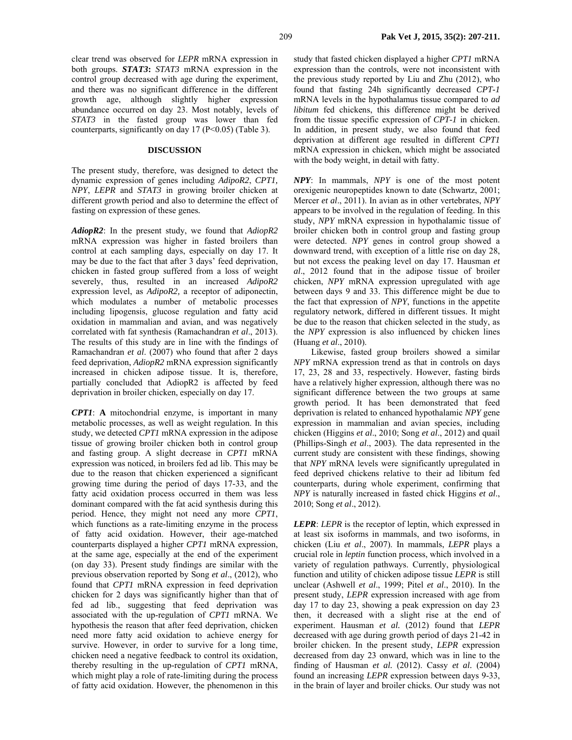clear trend was observed for *LEPR* mRNA expression in both groups. ***STAT3*:** *STAT3* mRNA expression in the control group decreased with age during the experiment, and there was no significant difference in the different growth age, although slightly higher expression abundance occurred on day 23. Most notably, levels of *STAT3* in the fasted group was lower than fed counterparts, significantly on day 17 (P<0.05) (Table 3).

## DISCUSSION

The present study, therefore, was designed to detect the dynamic expression of genes including *AdipoR2*, *CPT1, NPY*, *LEPR* and *STAT3* in growing broiler chicken at different growth period and also to determine the effect of fasting on expression of these genes.

***AdiopR2***: In the present study, we found that *AdiopR2* mRNA expression was higher in fasted broilers than control at each sampling days, especially on day 17. It may be due to the fact that after 3 days' feed deprivation, chicken in fasted group suffered from a loss of weight severely, thus, resulted in an increased *AdipoR2* expression level, as *AdipoR2*, a receptor of adiponectin, which modulates a number of metabolic processes including lipogensis, glucose regulation and fatty acid oxidation in mammalian and avian, and was negatively correlated with fat synthesis (Ramachandran *et al*., 2013). The results of this study are in line with the findings of Ramachandran *et al*. (2007) who found that after 2 days feed deprivation, *AdiopR2* mRNA expression significantly increased in chicken adipose tissue. It is, therefore, partially concluded that AdiopR2 is affected by feed deprivation in broiler chicken, especially on day 17.

***CPT1***: **A** mitochondrial enzyme, is important in many metabolic processes, as well as weight regulation. In this study, we detected *CPT1* mRNA expression in the adipose tissue of growing broiler chicken both in control group and fasting group. A slight decrease in *CPT1* mRNA expression was noticed, in broilers fed ad lib. This may be due to the reason that chicken experienced a significant growing time during the period of days 17-33, and the fatty acid oxidation process occurred in them was less dominant compared with the fat acid synthesis during this period. Hence, they might not need any more *CPT1*, which functions as a rate-limiting enzyme in the process of fatty acid oxidation. However, their age-matched counterparts displayed a higher *CPT1* mRNA expression, at the same age, especially at the end of the experiment (on day 33). Present study findings are similar with the previous observation reported by Song *et al*., (2012), who found that *CPT1* mRNA expression in feed deprivation chicken for 2 days was significantly higher than that of fed ad lib., suggesting that feed deprivation was associated with the up-regulation of *CPT1* mRNA. We hypothesis the reason that after feed deprivation, chicken need more fatty acid oxidation to achieve energy for survive. However, in order to survive for a long time, chicken need a negative feedback to control its oxidation, thereby resulting in the up-regulation of *CPT1* mRNA, which might play a role of rate-limiting during the process of fatty acid oxidation. However, the phenomenon in this study that fasted chicken displayed a higher *CPT1* mRNA expression than the controls, were not inconsistent with the previous study reported by Liu and Zhu (2012), who found that fasting 24h significantly decreased *CPT-1* mRNA levels in the hypothalamus tissue compared to *ad libitum* fed chickens, this difference might be derived from the tissue specific expression of *CPT-1* in chicken. In addition, in present study, we also found that feed deprivation at different age resulted in different *CPT1* mRNA expression in chicken, which might be associated with the body weight, in detail with fatty.

***NPY***: In mammals, *NPY* is one of the most potent orexigenic neuropeptides known to date (Schwartz, 2001; Mercer *et al*., 2011). In avian as in other vertebrates, *NPY* appears to be involved in the regulation of feeding. In this study, *NPY* mRNA expression in hypothalamic tissue of broiler chicken both in control group and fasting group were detected. *NPY* genes in control group showed a downward trend, with exception of a little rise on day 28, but not excess the peaking level on day 17. Hausman *et al*., 2012 found that in the adipose tissue of broiler chicken, *NPY* mRNA expression upregulated with age between days 9 and 33. This difference might be due to the fact that expression of *NPY*, functions in the appetite regulatory network, differed in different tissues. It might be due to the reason that chicken selected in the study, as the *NPY* expression is also influenced by chicken lines (Huang *et al*., 2010).

Likewise, fasted group broilers showed a similar *NPY* mRNA expression trend as that in controls on days 17, 23, 28 and 33, respectively. However, fasting birds have a relatively higher expression, although there was no significant difference between the two groups at same growth period. It has been demonstrated that feed deprivation is related to enhanced hypothalamic *NPY* gene expression in mammalian and avian species, including chicken (Higgins *et al*., 2010; Song *et al*., 2012) and quail (Phillips-Singh *et al*., 2003). The data represented in the current study are consistent with these findings, showing that *NPY* mRNA levels were significantly upregulated in feed deprived chickens relative to their ad libitum fed counterparts, during whole experiment, confirming that *NPY* is naturally increased in fasted chick Higgins *et al*., 2010; Song *et al*., 2012).

***LEPR***: *LEPR* is the receptor of leptin, which expressed in at least six isoforms in mammals, and two isoforms, in chicken (Liu *et al*., 2007). In mammals, *LEPR* plays a crucial role in *leptin* function process, which involved in a variety of regulation pathways. Currently, physiological function and utility of chicken adipose tissue *LEPR* is still unclear (Ashwell *et al*., 1999; Pitel *et al*., 2010). In the present study, *LEPR* increased with age from day 17 to day 23, showing a peak expression on day 23 then, it decreased with a slight rise at the end of experiment. Hausman *et al.* (2012) found that *LEPR* decreased with age during growth period of days 21-42 in broiler chicken. In the present study, *LEPR* expression decreased from day 23 onward, which was in line to the finding of Hausman *et al.* (2012). Cassy *et al.* (2004) found an increasing *LEPR* expression between days 9-33, in the brain of layer and broiler chicks. Our study was not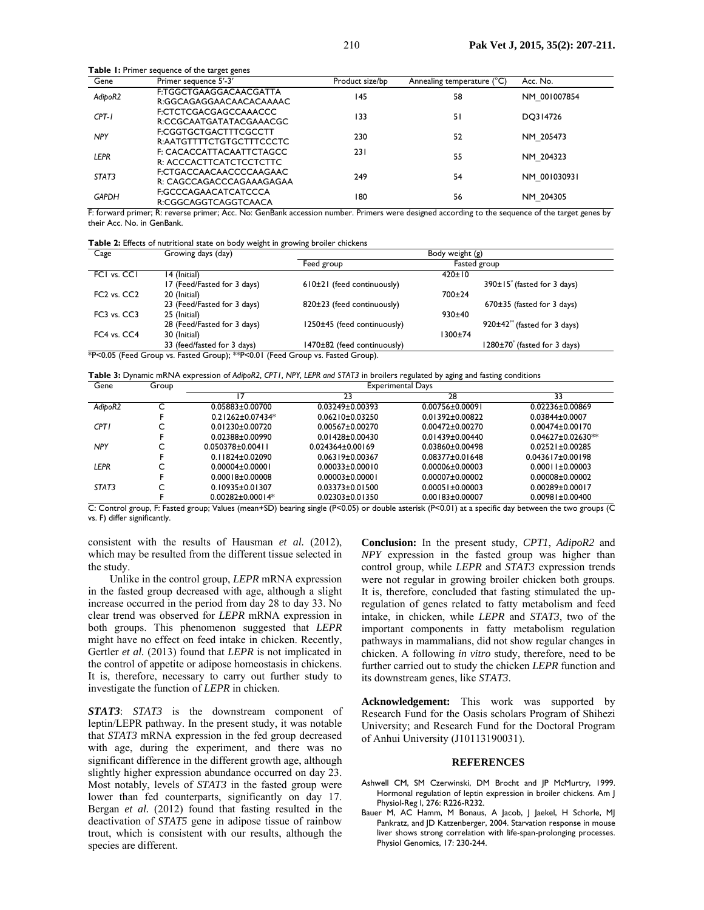**Table 1:** Primer sequence of the target genes

| Gene | Primer sequence 5'-3' | Product size/bp | Annealing temperature (°C) | Acc. No. |
|---|---|---|---|---|
| *AdipoR2* | F:TGGCTGAAGGACAACGATTA<br>R:GGCAGAGGAACAACACAAAAC | 145 | 58 | NM_001007854 |
| *CPT-1* | F:CTCTCGACGAGCCAAACCC<br>R:CCGCAATGATATACGAAACGC | 133 | 51 | DQ314726 |
| *NPY* | F:CGGTGCTGACTTTCGCCTT<br>R:AATGTTTTCTGTGCTTTCCCTC | 230 | 52 | NM_205473 |
| *LEPR* | F: CACACCATTACAATTCTAGCC<br>R: ACCCACTTCATCTCCTCTTC | 231 | 55 | NM_204323 |
| *STAT3* | F:CTGACCAACAACCCCAAGAAC<br>R: CAGCCAGACCCAGAAAGAGAA | 249 | 54 | NM_001030931 |
| *GAPDH* | F:GCCCAGAACATCATCCCA<br>R:CGGCAGGTCAGGTCAACA | 180 | 56 | NM_204305 |

F: forward primer; R: reverse primer; Acc. No: GenBank accession number. Primers were designed according to the sequence of the target genes by their Acc. No. in GenBank.

**Table 2:** Effects of nutritional state on body weight in growing broiler chickens

| Cage | Growing days (day) | Body weight (g) | |
|---|---|---|---|
| | | Feed group | Fasted group |
| FC1 vs. CC1 | 14 (Initial) | 420±10 | |
| | 17 (Feed/Fasted for 3 days) | 610±21 (feed continuously) | 390±15* (fasted for 3 days) |
| FC2 vs. CC2 | 20 (Initial) | 700±24 | |
| | 23 (Feed/Fasted for 3 days) | 820±23 (feed continuously) | 670±35 (fasted for 3 days) |
| FC3 vs. CC3 | 25 (Initial) | 930±40 | |
| | 28 (Feed/Fasted for 3 days) | 1250±45 (feed continuously) | 920±42** (fasted for 3 days) |
| FC4 vs. CC4 | 30 (Initial) | 1300±74 | |
| | 33 (feed/fasted for 3 days) | 1470±82 (feed continuously) | 1280±70* (fasted for 3 days) |

*P<0.05 (Feed Group vs. Fasted Group); **P<0.01 (Feed Group vs. Fasted Group).

**Table 3:** Dynamic mRNA expression of *AdipoR2, CPT1, NPY, LEPR and STAT3* in broilers regulated by aging and fasting conditions

| Gene | Group | Experimental Days | | | |
|---|---|---|---|---|---|
| | | 17 | 23 | 28 | 33 |
| *AdipoR2* | C | 0.05883±0.00700 | 0.03249±0.00393 | 0.00756±0.00091 | 0.02236±0.00869 |
| | F | 0.21262±0.07434* | 0.06210±0.03250 | 0.01392±0.00822 | 0.03844±0.0007 |
| *CPT1* | C | 0.01230±0.00720 | 0.00567±0.00270 | 0.00472±0.00270 | 0.00474±0.00170 |
| | F | 0.02388±0.00990 | 0.01428±0.00430 | 0.01439±0.00440 | 0.04627±0.02630** |
| *NPY* | C | 0.050378±0.00411 | 0.024364±0.00169 | 0.03860±0.00498 | 0.02521±0.00285 |
| | F | 0.11824±0.02090 | 0.06319±0.00367 | 0.08377±0.01648 | 0.043617±0.00198 |
| *LEPR* | C | 0.00004±0.00001 | 0.00033±0.00010 | 0.00006±0.00003 | 0.00011±0.00003 |
| | F | 0.00018±0.00008 | 0.00003±0.00001 | 0.00007±0.00002 | 0.00008±0.00002 |
| *STAT3* | C | 0.10935±0.01307 | 0.03373±0.01500 | 0.00051±0.00003 | 0.00289±0.00017 |
| | F | 0.00282±0.00014* | 0.02303±0.01350 | 0.00183±0.00007 | 0.00981±0.00400 |

C: Control group, F: Fasted group; Values (mean+SD) bearing single (P<0.05) or double asterisk (P<0.01) at a specific day between the two groups (C vs. F) differ significantly.

consistent with the results of Hausman *et al.* (2012), which may be resulted from the different tissue selected in the study.

Unlike in the control group, *LEPR* mRNA expression in the fasted group decreased with age, although a slight increase occurred in the period from day 28 to day 33. No clear trend was observed for *LEPR* mRNA expression in both groups. This phenomenon suggested that *LEPR* might have no effect on feed intake in chicken. Recently, Gertler *et al.* (2013) found that *LEPR* is not implicated in the control of appetite or adipose homeostasis in chickens. It is, therefore, necessary to carry out further study to investigate the function of *LEPR* in chicken.

***STAT3***: *STAT3* is the downstream component of leptin/LEPR pathway. In the present study, it was notable that *STAT3* mRNA expression in the fed group decreased with age, during the experiment, and there was no significant difference in the different growth age, although slightly higher expression abundance occurred on day 23. Most notably, levels of *STAT3* in the fasted group were lower than fed counterparts, significantly on day 17. Bergan *et al.* (2012) found that fasting resulted in the deactivation of *STAT5* gene in adipose tissue of rainbow trout, which is consistent with our results, although the species are different.

**Conclusion:** In the present study, *CPT1*, *AdipoR2* and *NPY* expression in the fasted group was higher than control group, while *LEPR* and *STAT3* expression trends were not regular in growing broiler chicken both groups. It is, therefore, concluded that fasting stimulated the up-regulation of genes related to fatty metabolism and feed intake, in chicken, while *LEPR* and *STAT3*, two of the important components in fatty metabolism regulation pathways in mammalians, did not show regular changes in chicken. A following *in vitro* study, therefore, need to be further carried out to study the chicken *LEPR* function and its downstream genes, like *STAT3*.

**Acknowledgement:** This work was supported by Research Fund for the Oasis scholars Program of Shihezi University; and Research Fund for the Doctoral Program of Anhui University (J10113190031).

## REFERENCES

Ashwell CM, SM Czerwinski, DM Brocht and JP McMurtry, 1999. Hormonal regulation of leptin expression in broiler chickens. Am J Physiol-Reg I, 276: R226-R232.

Bauer M, AC Hamm, M Bonaus, A Jacob, J Jaekel, H Schorle, MJ Pankratz, and JD Katzenberger, 2004. Starvation response in mouse liver shows strong correlation with life-span-prolonging processes. Physiol Genomics, 17: 230-244.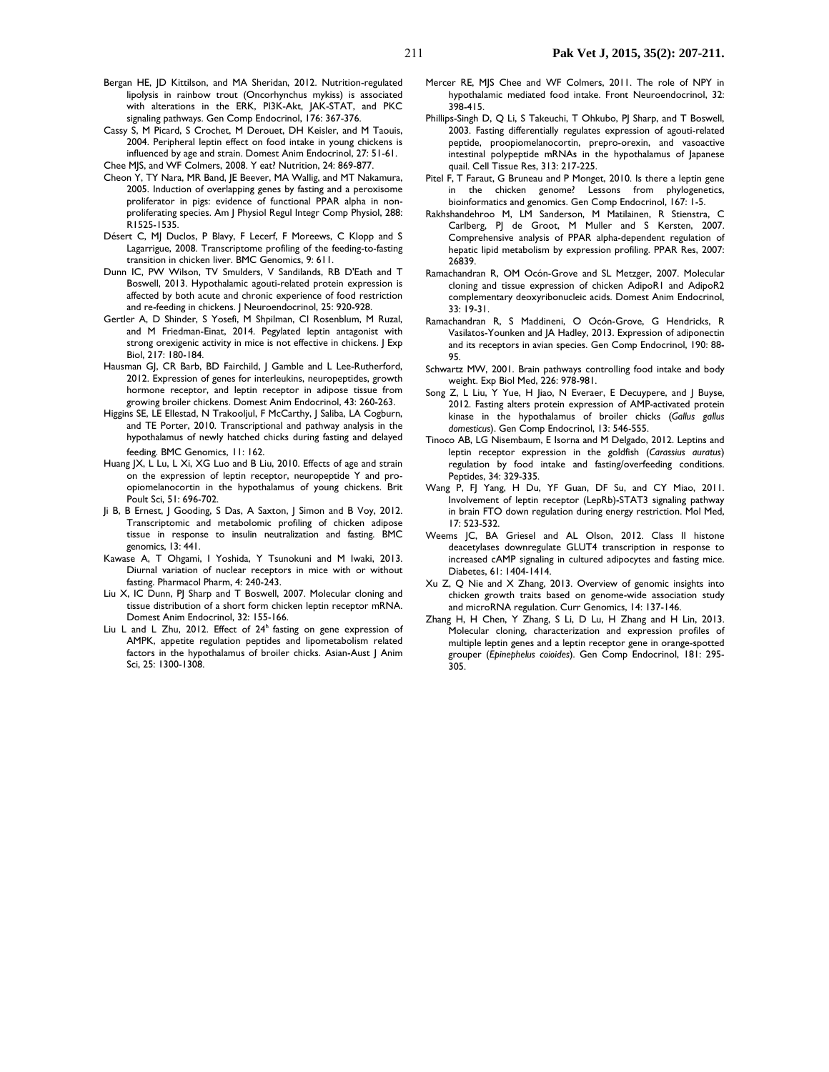Bergan HE, JD Kittilson, and MA Sheridan, 2012. Nutrition-regulated lipolysis in rainbow trout (Oncorhynchus mykiss) is associated with alterations in the ERK, PI3K-Akt, JAK-STAT, and PKC signaling pathways. Gen Comp Endocrinol, 176: 367-376.

Cassy S, M Picard, S Crochet, M Derouet, DH Keisler, and M Taouis, 2004. Peripheral leptin effect on food intake in young chickens is influenced by age and strain. Domest Anim Endocrinol, 27: 51-61.

Chee MJS, and WF Colmers, 2008. Y eat? Nutrition, 24: 869-877.

Cheon Y, TY Nara, MR Band, JE Beever, MA Wallig, and MT Nakamura, 2005. Induction of overlapping genes by fasting and a peroxisome proliferator in pigs: evidence of functional PPAR alpha in non-proliferating species. Am J Physiol Regul Integr Comp Physiol, 288: R1525-1535.

Désert C, MJ Duclos, P Blavy, F Lecerf, F Moreews, C Klopp and S Lagarrigue, 2008. Transcriptome profiling of the feeding-to-fasting transition in chicken liver. BMC Genomics, 9: 611.

Dunn IC, PW Wilson, TV Smulders, V Sandilands, RB D'Eath and T Boswell, 2013. Hypothalamic agouti-related protein expression is affected by both acute and chronic experience of food restriction and re-feeding in chickens. J Neuroendocrinol, 25: 920-928.

Gertler A, D Shinder, S Yosefi, M Shpilman, CI Rosenblum, M Ruzal, and M Friedman-Einat, 2014. Pegylated leptin antagonist with strong orexigenic activity in mice is not effective in chickens. J Exp Biol, 217: 180-184.

Hausman GJ, CR Barb, BD Fairchild, J Gamble and L Lee-Rutherford, 2012. Expression of genes for interleukins, neuropeptides, growth hormone receptor, and leptin receptor in adipose tissue from growing broiler chickens. Domest Anim Endocrinol, 43: 260-263.

Higgins SE, LE Ellestad, N Trakooljul, F McCarthy, J Saliba, LA Cogburn, and TE Porter, 2010. Transcriptional and pathway analysis in the hypothalamus of newly hatched chicks during fasting and delayed feeding. BMC Genomics, 11: 162.

Huang JX, L Lu, L Xi, XG Luo and B Liu, 2010. Effects of age and strain on the expression of leptin receptor, neuropeptide Y and pro-opiomelanocortin in the hypothalamus of young chickens. Brit Poult Sci, 51: 696-702.

Ji B, B Ernest, J Gooding, S Das, A Saxton, J Simon and B Voy, 2012. Transcriptomic and metabolomic profiling of chicken adipose tissue in response to insulin neutralization and fasting. BMC genomics, 13: 441.

Kawase A, T Ohgami, I Yoshida, Y Tsunokuni and M Iwaki, 2013. Diurnal variation of nuclear receptors in mice with or without fasting. Pharmacol Pharm, 4: 240-243.

Liu X, IC Dunn, PJ Sharp and T Boswell, 2007. Molecular cloning and tissue distribution of a short form chicken leptin receptor mRNA. Domest Anim Endocrinol, 32: 155-166.

Liu L and L Zhu, 2012. Effect of 24$^h$ fasting on gene expression of AMPK, appetite regulation peptides and lipometabolism related factors in the hypothalamus of broiler chicks. Asian-Aust J Anim Sci, 25: 1300-1308.

Mercer RE, MJS Chee and WF Colmers, 2011. The role of NPY in hypothalamic mediated food intake. Front Neuroendocrinol, 32: 398-415.

Phillips-Singh D, Q Li, S Takeuchi, T Ohkubo, PJ Sharp, and T Boswell, 2003. Fasting differentially regulates expression of agouti-related peptide, proopiomelanocortin, prepro-orexin, and vasoactive intestinal polypeptide mRNAs in the hypothalamus of Japanese quail. Cell Tissue Res, 313: 217-225.

Pitel F, T Faraut, G Bruneau and P Monget, 2010. Is there a leptin gene in the chicken genome? Lessons from phylogenetics, bioinformatics and genomics. Gen Comp Endocrinol, 167: 1-5.

Rakhshandehroo M, LM Sanderson, M Matilainen, R Stienstra, C Carlberg, PJ de Groot, M Muller and S Kersten, 2007. Comprehensive analysis of PPAR alpha-dependent regulation of hepatic lipid metabolism by expression profiling. PPAR Res, 2007: 26839.

Ramachandran R, OM Ocón-Grove and SL Metzger, 2007. Molecular cloning and tissue expression of chicken AdipoR1 and AdipoR2 complementary deoxyribonucleic acids. Domest Anim Endocrinol, 33: 19-31.

Ramachandran R, S Maddineni, O Ocón-Grove, G Hendricks, R Vasilatos-Younken and JA Hadley, 2013. Expression of adiponectin and its receptors in avian species. Gen Comp Endocrinol, 190: 88-95.

Schwartz MW, 2001. Brain pathways controlling food intake and body weight. Exp Biol Med, 226: 978-981.

Song Z, L Liu, Y Yue, H Jiao, N Everaer, E Decuypere, and J Buyse, 2012. Fasting alters protein expression of AMP-activated protein kinase in the hypothalamus of broiler chicks (*Gallus gallus domesticus*). Gen Comp Endocrinol, 13: 546-555.

Tinoco AB, LG Nisembaum, E Isorna and M Delgado, 2012. Leptins and leptin receptor expression in the goldfish (*Carassius auratus*) regulation by food intake and fasting/overfeeding conditions. Peptides, 34: 329-335.

Wang P, FJ Yang, H Du, YF Guan, DF Su, and CY Miao, 2011. Involvement of leptin receptor (LepRb)-STAT3 signaling pathway in brain FTO down regulation during energy restriction. Mol Med, 17: 523-532.

Weems JC, BA Griesel and AL Olson, 2012. Class II histone deacetylases downregulate GLUT4 transcription in response to increased cAMP signaling in cultured adipocytes and fasting mice. Diabetes, 61: 1404-1414.

Xu Z, Q Nie and X Zhang, 2013. Overview of genomic insights into chicken growth traits based on genome-wide association study and microRNA regulation. Curr Genomics, 14: 137-146.

Zhang H, H Chen, Y Zhang, S Li, D Lu, H Zhang and H Lin, 2013. Molecular cloning, characterization and expression profiles of multiple leptin genes and a leptin receptor gene in orange-spotted grouper (*Epinephelus coioides*). Gen Comp Endocrinol, 181: 295-305.